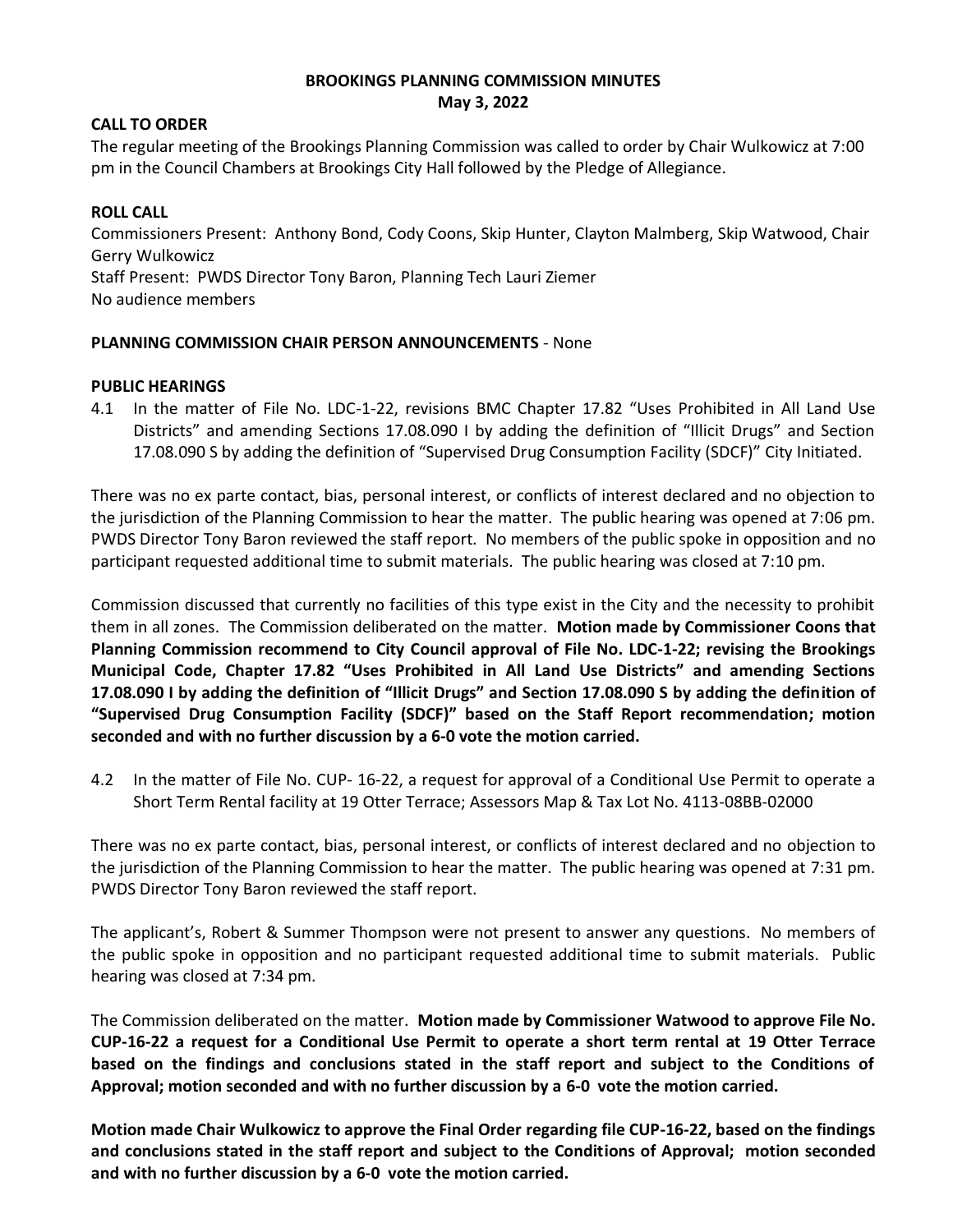# BROOKINGS PLANNING COMMISSION MINUTES

**May 3, 2022**

## CALL TO ORDER

The regular meeting of the Brookings Planning Commission was called to order by Chair Wulkowicz at 7:00 pm in the Council Chambers at Brookings City Hall followed by the Pledge of Allegiance.

## ROLL CALL

Commissioners Present: Anthony Bond, Cody Coons, Skip Hunter, Clayton Malmberg, Skip Watwood, Chair Gerry Wulkowicz
Staff Present: PWDS Director Tony Baron, Planning Tech Lauri Ziemer
No audience members

## PLANNING COMMISSION CHAIR PERSON ANNOUNCEMENTS - None

## PUBLIC HEARINGS

4.1 In the matter of File No. LDC-1-22, revisions BMC Chapter 17.82 "Uses Prohibited in All Land Use Districts" and amending Sections 17.08.090 I by adding the definition of "Illicit Drugs" and Section 17.08.090 S by adding the definition of "Supervised Drug Consumption Facility (SDCF)" City Initiated.

There was no ex parte contact, bias, personal interest, or conflicts of interest declared and no objection to the jurisdiction of the Planning Commission to hear the matter. The public hearing was opened at 7:06 pm. PWDS Director Tony Baron reviewed the staff report. No members of the public spoke in opposition and no participant requested additional time to submit materials. The public hearing was closed at 7:10 pm.

Commission discussed that currently no facilities of this type exist in the City and the necessity to prohibit them in all zones. The Commission deliberated on the matter. **Motion made by Commissioner Coons that Planning Commission recommend to City Council approval of File No. LDC-1-22; revising the Brookings Municipal Code, Chapter 17.82 "Uses Prohibited in All Land Use Districts" and amending Sections 17.08.090 I by adding the definition of "Illicit Drugs" and Section 17.08.090 S by adding the definition of "Supervised Drug Consumption Facility (SDCF)" based on the Staff Report recommendation; motion seconded and with no further discussion by a 6-0 vote the motion carried.**

4.2 In the matter of File No. CUP- 16-22, a request for approval of a Conditional Use Permit to operate a Short Term Rental facility at 19 Otter Terrace; Assessors Map & Tax Lot No. 4113-08BB-02000

There was no ex parte contact, bias, personal interest, or conflicts of interest declared and no objection to the jurisdiction of the Planning Commission to hear the matter. The public hearing was opened at 7:31 pm. PWDS Director Tony Baron reviewed the staff report.

The applicant's, Robert & Summer Thompson were not present to answer any questions. No members of the public spoke in opposition and no participant requested additional time to submit materials. Public hearing was closed at 7:34 pm.

The Commission deliberated on the matter. **Motion made by Commissioner Watwood to approve File No. CUP-16-22 a request for a Conditional Use Permit to operate a short term rental at 19 Otter Terrace based on the findings and conclusions stated in the staff report and subject to the Conditions of Approval; motion seconded and with no further discussion by a 6-0 vote the motion carried.**

**Motion made Chair Wulkowicz to approve the Final Order regarding file CUP-16-22, based on the findings and conclusions stated in the staff report and subject to the Conditions of Approval; motion seconded and with no further discussion by a 6-0 vote the motion carried.**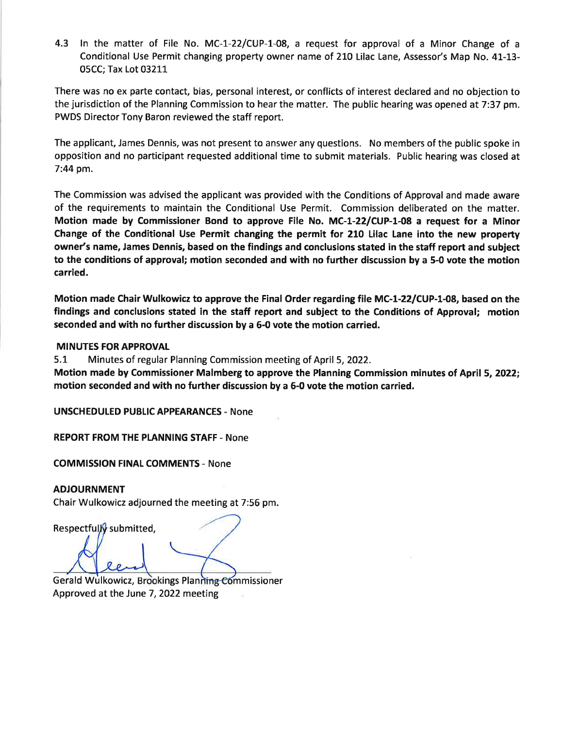4.3 In the matter of File No. MC-1-22/CUP-1-08, a request for approval of a Minor Change of a Conditional Use Permit changing property owner name of 210 Lilac Lane, Assessor's Map No. 41-13-05CC; Tax Lot 03211

There was no ex parte contact, bias, personal interest, or conflicts of interest declared and no objection to the jurisdiction of the Planning Commission to hear the matter. The public hearing was opened at 7:37 pm. PWDS Director Tony Baron reviewed the staff report.

The applicant, James Dennis, was not present to answer any questions. No members of the public spoke in opposition and no participant requested additional time to submit materials. Public hearing was closed at 7:44 pm.

The Commission was advised the applicant was provided with the Conditions of Approval and made aware of the requirements to maintain the Conditional Use Permit. Commission deliberated on the matter. **Motion made by Commissioner Bond to approve File No. MC-1-22/CUP-1-08 a request for a Minor Change of the Conditional Use Permit changing the permit for 210 Lilac Lane into the new property owner's name, James Dennis, based on the findings and conclusions stated in the staff report and subject to the conditions of approval; motion seconded and with no further discussion by a 5-0 vote the motion carried.**

**Motion made Chair Wulkowicz to approve the Final Order regarding file MC-1-22/CUP-1-08, based on the findings and conclusions stated in the staff report and subject to the Conditions of Approval; motion seconded and with no further discussion by a 6-0 vote the motion carried.**

**MINUTES FOR APPROVAL**

5.1 Minutes of regular Planning Commission meeting of April 5, 2022.

**Motion made by Commissioner Malmberg to approve the Planning Commission minutes of April 5, 2022; motion seconded and with no further discussion by a 6-0 vote the motion carried.**

**UNSCHEDULED PUBLIC APPEARANCES** - None

**REPORT FROM THE PLANNING STAFF** - None

**COMMISSION FINAL COMMENTS** - None

**ADJOURNMENT**

Chair Wulkowicz adjourned the meeting at 7:56 pm.

Respectfully submitted,

Gerald Wulkowicz, Brookings Planning Commissioner
Approved at the June 7, 2022 meeting